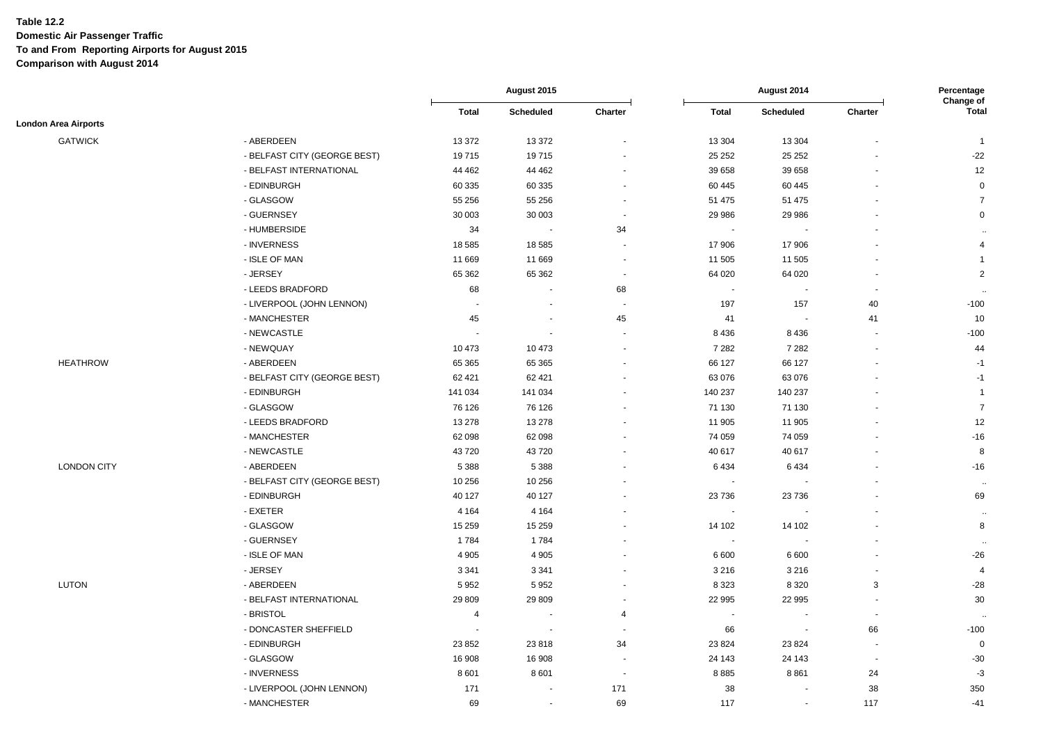**Table 12.2**
**Domestic Air Passenger Traffic**
**To and From Reporting Airports for August 2015**
**Comparison with August 2014**

| | | August 2015 | | | August 2014 | | | Percentage Change of |
|---|---|---|---|---|---|---|---|---|
| | | Total | Scheduled | Charter | Total | Scheduled | Charter | Total |
| **London Area Airports** | | | | | | | | |
| GATWICK | - ABERDEEN | 13 372 | 13 372 | - | 13 304 | 13 304 | - | 1 |
| | - BELFAST CITY (GEORGE BEST) | 19 715 | 19 715 | - | 25 252 | 25 252 | - | -22 |
| | - BELFAST INTERNATIONAL | 44 462 | 44 462 | - | 39 658 | 39 658 | - | 12 |
| | - EDINBURGH | 60 335 | 60 335 | - | 60 445 | 60 445 | - | 0 |
| | - GLASGOW | 55 256 | 55 256 | - | 51 475 | 51 475 | - | 7 |
| | - GUERNSEY | 30 003 | 30 003 | - | 29 986 | 29 986 | - | 0 |
| | - HUMBERSIDE | 34 | - | 34 | - | - | - | .. |
| | - INVERNESS | 18 585 | 18 585 | - | 17 906 | 17 906 | - | 4 |
| | - ISLE OF MAN | 11 669 | 11 669 | - | 11 505 | 11 505 | - | 1 |
| | - JERSEY | 65 362 | 65 362 | - | 64 020 | 64 020 | - | 2 |
| | - LEEDS BRADFORD | 68 | - | 68 | - | - | - | .. |
| | - LIVERPOOL (JOHN LENNON) | - | - | - | 197 | 157 | 40 | -100 |
| | - MANCHESTER | 45 | - | 45 | 41 | - | 41 | 10 |
| | - NEWCASTLE | - | - | - | 8 436 | 8 436 | - | -100 |
| | - NEWQUAY | 10 473 | 10 473 | - | 7 282 | 7 282 | - | 44 |
| HEATHROW | - ABERDEEN | 65 365 | 65 365 | - | 66 127 | 66 127 | - | -1 |
| | - BELFAST CITY (GEORGE BEST) | 62 421 | 62 421 | - | 63 076 | 63 076 | - | -1 |
| | - EDINBURGH | 141 034 | 141 034 | - | 140 237 | 140 237 | - | 1 |
| | - GLASGOW | 76 126 | 76 126 | - | 71 130 | 71 130 | - | 7 |
| | - LEEDS BRADFORD | 13 278 | 13 278 | - | 11 905 | 11 905 | - | 12 |
| | - MANCHESTER | 62 098 | 62 098 | - | 74 059 | 74 059 | - | -16 |
| | - NEWCASTLE | 43 720 | 43 720 | - | 40 617 | 40 617 | - | 8 |
| LONDON CITY | - ABERDEEN | 5 388 | 5 388 | - | 6 434 | 6 434 | - | -16 |
| | - BELFAST CITY (GEORGE BEST) | 10 256 | 10 256 | - | - | - | - | .. |
| | - EDINBURGH | 40 127 | 40 127 | - | 23 736 | 23 736 | - | 69 |
| | - EXETER | 4 164 | 4 164 | - | - | - | - | .. |
| | - GLASGOW | 15 259 | 15 259 | - | 14 102 | 14 102 | - | 8 |
| | - GUERNSEY | 1 784 | 1 784 | - | - | - | - | .. |
| | - ISLE OF MAN | 4 905 | 4 905 | - | 6 600 | 6 600 | - | -26 |
| | - JERSEY | 3 341 | 3 341 | - | 3 216 | 3 216 | - | 4 |
| LUTON | - ABERDEEN | 5 952 | 5 952 | - | 8 323 | 8 320 | 3 | -28 |
| | - BELFAST INTERNATIONAL | 29 809 | 29 809 | - | 22 995 | 22 995 | - | 30 |
| | - BRISTOL | 4 | - | 4 | - | - | - | .. |
| | - DONCASTER SHEFFIELD | - | - | - | 66 | - | 66 | -100 |
| | - EDINBURGH | 23 852 | 23 818 | 34 | 23 824 | 23 824 | - | 0 |
| | - GLASGOW | 16 908 | 16 908 | - | 24 143 | 24 143 | - | -30 |
| | - INVERNESS | 8 601 | 8 601 | - | 8 885 | 8 861 | 24 | -3 |
| | - LIVERPOOL (JOHN LENNON) | 171 | - | 171 | 38 | - | 38 | 350 |
| | - MANCHESTER | 69 | - | 69 | 117 | - | 117 | -41 |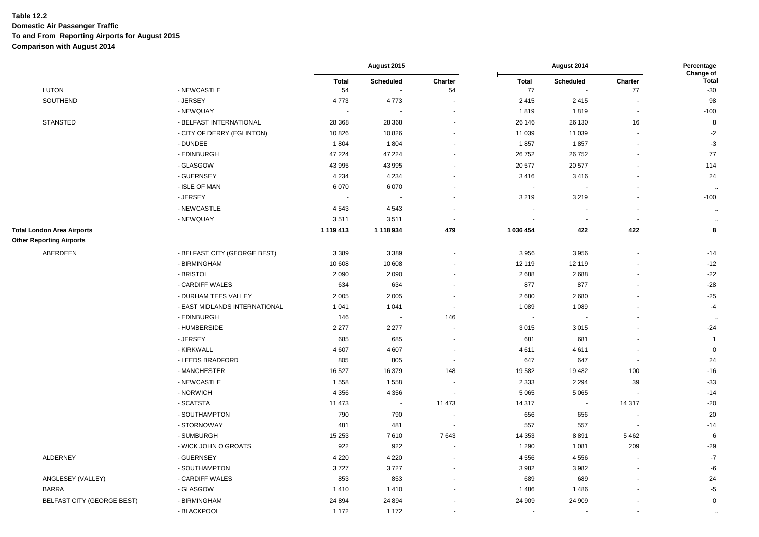**Table 12.2**
**Domestic Air Passenger Traffic**
**To and From Reporting Airports for August 2015**
**Comparison with August 2014**

| | | August 2015 | | | August 2014 | | | Percentage Change of |
|---|---|---|---|---|---|---|---|---|
| | | Total | Scheduled | Charter | Total | Scheduled | Charter | Total |
| LUTON | - NEWCASTLE | 54 | - | 54 | 77 | - | 77 | -30 |
| SOUTHEND | - JERSEY | 4 773 | 4 773 | - | 2 415 | 2 415 | - | 98 |
| | - NEWQUAY | - | - | - | 1 819 | 1 819 | - | -100 |
| STANSTED | - BELFAST INTERNATIONAL | 28 368 | 28 368 | - | 26 146 | 26 130 | 16 | 8 |
| | - CITY OF DERRY (EGLINTON) | 10 826 | 10 826 | - | 11 039 | 11 039 | - | -2 |
| | - DUNDEE | 1 804 | 1 804 | - | 1 857 | 1 857 | - | -3 |
| | - EDINBURGH | 47 224 | 47 224 | - | 26 752 | 26 752 | - | 77 |
| | - GLASGOW | 43 995 | 43 995 | - | 20 577 | 20 577 | - | 114 |
| | - GUERNSEY | 4 234 | 4 234 | - | 3 416 | 3 416 | - | 24 |
| | - ISLE OF MAN | 6 070 | 6 070 | - | - | - | - | .. |
| | - JERSEY | - | - | - | 3 219 | 3 219 | - | -100 |
| | - NEWCASTLE | 4 543 | 4 543 | - | - | - | - | .. |
| | - NEWQUAY | 3 511 | 3 511 | - | - | - | - | .. |
| **Total London Area Airports** | | **1 119 413** | **1 118 934** | **479** | **1 036 454** | **422** | **422** | **8** |
| **Other Reporting Airports** | | | | | | | | |
| ABERDEEN | - BELFAST CITY (GEORGE BEST) | 3 389 | 3 389 | - | 3 956 | 3 956 | - | -14 |
| | - BIRMINGHAM | 10 608 | 10 608 | - | 12 119 | 12 119 | - | -12 |
| | - BRISTOL | 2 090 | 2 090 | - | 2 688 | 2 688 | - | -22 |
| | - CARDIFF WALES | 634 | 634 | - | 877 | 877 | - | -28 |
| | - DURHAM TEES VALLEY | 2 005 | 2 005 | - | 2 680 | 2 680 | - | -25 |
| | - EAST MIDLANDS INTERNATIONAL | 1 041 | 1 041 | - | 1 089 | 1 089 | - | -4 |
| | - EDINBURGH | 146 | - | 146 | - | - | - | .. |
| | - HUMBERSIDE | 2 277 | 2 277 | - | 3 015 | 3 015 | - | -24 |
| | - JERSEY | 685 | 685 | - | 681 | 681 | - | 1 |
| | - KIRKWALL | 4 607 | 4 607 | - | 4 611 | 4 611 | - | 0 |
| | - LEEDS BRADFORD | 805 | 805 | - | 647 | 647 | - | 24 |
| | - MANCHESTER | 16 527 | 16 379 | 148 | 19 582 | 19 482 | 100 | -16 |
| | - NEWCASTLE | 1 558 | 1 558 | - | 2 333 | 2 294 | 39 | -33 |
| | - NORWICH | 4 356 | 4 356 | - | 5 065 | 5 065 | - | -14 |
| | - SCATSTA | 11 473 | - | 11 473 | 14 317 | - | 14 317 | -20 |
| | - SOUTHAMPTON | 790 | 790 | - | 656 | 656 | - | 20 |
| | - STORNOWAY | 481 | 481 | - | 557 | 557 | - | -14 |
| | - SUMBURGH | 15 253 | 7 610 | 7 643 | 14 353 | 8 891 | 5 462 | 6 |
| | - WICK JOHN O GROATS | 922 | 922 | - | 1 290 | 1 081 | 209 | -29 |
| ALDERNEY | - GUERNSEY | 4 220 | 4 220 | - | 4 556 | 4 556 | - | -7 |
| | - SOUTHAMPTON | 3 727 | 3 727 | - | 3 982 | 3 982 | - | -6 |
| ANGLESEY (VALLEY) | - CARDIFF WALES | 853 | 853 | - | 689 | 689 | - | 24 |
| BARRA | - GLASGOW | 1 410 | 1 410 | - | 1 486 | 1 486 | - | -5 |
| BELFAST CITY (GEORGE BEST) | - BIRMINGHAM | 24 894 | 24 894 | - | 24 909 | 24 909 | - | 0 |
| | - BLACKPOOL | 1 172 | 1 172 | - | - | - | - | .. |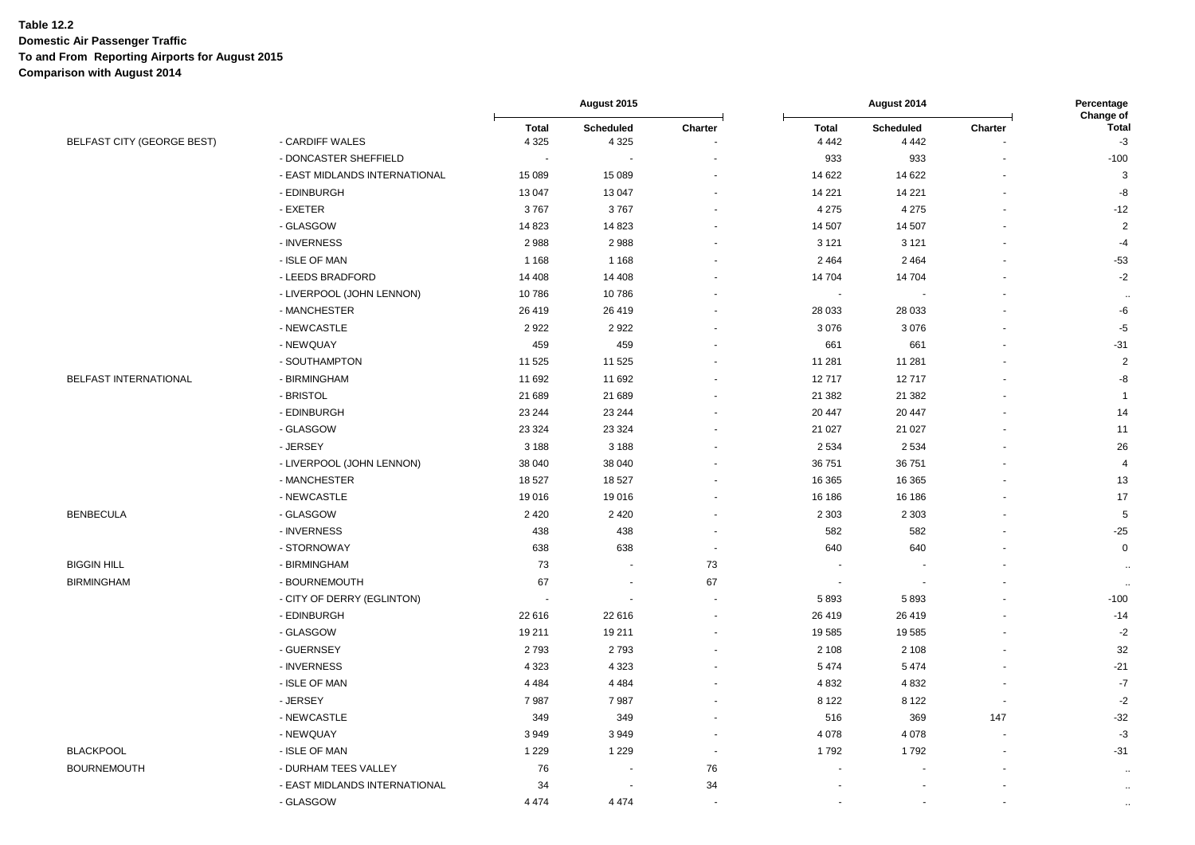**Table 12.2**
**Domestic Air Passenger Traffic**
**To and From Reporting Airports for August 2015**
**Comparison with August 2014**

| | | August 2015 | | | August 2014 | | | Percentage Change of |
|---|---|---|---|---|---|---|---|---|
| | | Total | Scheduled | Charter | Total | Scheduled | Charter | Total |
| BELFAST CITY (GEORGE BEST) | - CARDIFF WALES | 4 325 | 4 325 | - | 4 442 | 4 442 | - | -3 |
| | - DONCASTER SHEFFIELD | - | - | - | 933 | 933 | - | -100 |
| | - EAST MIDLANDS INTERNATIONAL | 15 089 | 15 089 | - | 14 622 | 14 622 | - | 3 |
| | - EDINBURGH | 13 047 | 13 047 | - | 14 221 | 14 221 | - | -8 |
| | - EXETER | 3 767 | 3 767 | - | 4 275 | 4 275 | - | -12 |
| | - GLASGOW | 14 823 | 14 823 | - | 14 507 | 14 507 | - | 2 |
| | - INVERNESS | 2 988 | 2 988 | - | 3 121 | 3 121 | - | -4 |
| | - ISLE OF MAN | 1 168 | 1 168 | - | 2 464 | 2 464 | - | -53 |
| | - LEEDS BRADFORD | 14 408 | 14 408 | - | 14 704 | 14 704 | - | -2 |
| | - LIVERPOOL (JOHN LENNON) | 10 786 | 10 786 | - | - | - | - | .. |
| | - MANCHESTER | 26 419 | 26 419 | - | 28 033 | 28 033 | - | -6 |
| | - NEWCASTLE | 2 922 | 2 922 | - | 3 076 | 3 076 | - | -5 |
| | - NEWQUAY | 459 | 459 | - | 661 | 661 | - | -31 |
| | - SOUTHAMPTON | 11 525 | 11 525 | - | 11 281 | 11 281 | - | 2 |
| BELFAST INTERNATIONAL | - BIRMINGHAM | 11 692 | 11 692 | - | 12 717 | 12 717 | - | -8 |
| | - BRISTOL | 21 689 | 21 689 | - | 21 382 | 21 382 | - | 1 |
| | - EDINBURGH | 23 244 | 23 244 | - | 20 447 | 20 447 | - | 14 |
| | - GLASGOW | 23 324 | 23 324 | - | 21 027 | 21 027 | - | 11 |
| | - JERSEY | 3 188 | 3 188 | - | 2 534 | 2 534 | - | 26 |
| | - LIVERPOOL (JOHN LENNON) | 38 040 | 38 040 | - | 36 751 | 36 751 | - | 4 |
| | - MANCHESTER | 18 527 | 18 527 | - | 16 365 | 16 365 | - | 13 |
| | - NEWCASTLE | 19 016 | 19 016 | - | 16 186 | 16 186 | - | 17 |
| BENBECULA | - GLASGOW | 2 420 | 2 420 | - | 2 303 | 2 303 | - | 5 |
| | - INVERNESS | 438 | 438 | - | 582 | 582 | - | -25 |
| | - STORNOWAY | 638 | 638 | - | 640 | 640 | - | 0 |
| BIGGIN HILL | - BIRMINGHAM | 73 | - | 73 | - | - | - | .. |
| BIRMINGHAM | - BOURNEMOUTH | 67 | - | 67 | - | - | - | .. |
| | - CITY OF DERRY (EGLINTON) | - | - | - | 5 893 | 5 893 | - | -100 |
| | - EDINBURGH | 22 616 | 22 616 | - | 26 419 | 26 419 | - | -14 |
| | - GLASGOW | 19 211 | 19 211 | - | 19 585 | 19 585 | - | -2 |
| | - GUERNSEY | 2 793 | 2 793 | - | 2 108 | 2 108 | - | 32 |
| | - INVERNESS | 4 323 | 4 323 | - | 5 474 | 5 474 | - | -21 |
| | - ISLE OF MAN | 4 484 | 4 484 | - | 4 832 | 4 832 | - | -7 |
| | - JERSEY | 7 987 | 7 987 | - | 8 122 | 8 122 | - | -2 |
| | - NEWCASTLE | 349 | 349 | - | 516 | 369 | 147 | -32 |
| | - NEWQUAY | 3 949 | 3 949 | - | 4 078 | 4 078 | - | -3 |
| BLACKPOOL | - ISLE OF MAN | 1 229 | 1 229 | - | 1 792 | 1 792 | - | -31 |
| BOURNEMOUTH | - DURHAM TEES VALLEY | 76 | - | 76 | - | - | - | .. |
| | - EAST MIDLANDS INTERNATIONAL | 34 | - | 34 | - | - | - | .. |
| | - GLASGOW | 4 474 | 4 474 | - | - | - | - | .. |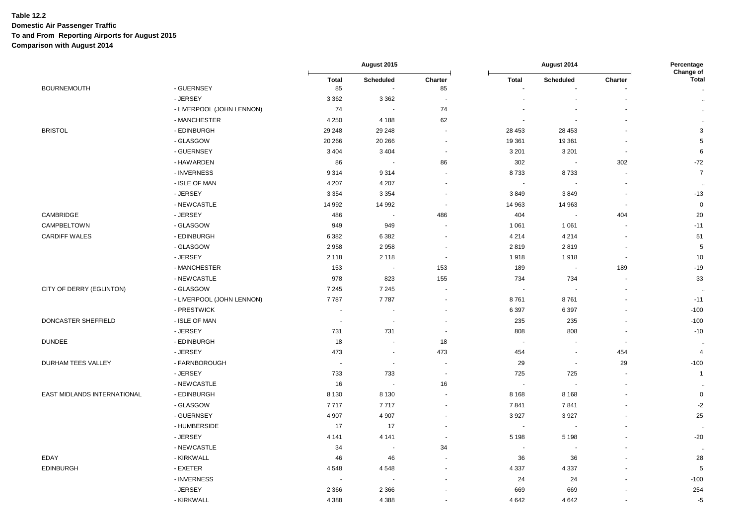**Table 12.2**
**Domestic Air Passenger Traffic**
**To and From Reporting Airports for August 2015**
**Comparison with August 2014**

| | | August 2015 | | | August 2014 | | | Percentage Change of |
|---|---|---|---|---|---|---|---|---|
| | | Total | Scheduled | Charter | Total | Scheduled | Charter | Total |
| BOURNEMOUTH | - GUERNSEY | 85 | - | 85 | - | - | - | .. |
| | - JERSEY | 3 362 | 3 362 | - | - | - | - | .. |
| | - LIVERPOOL (JOHN LENNON) | 74 | - | 74 | - | - | - | .. |
| | - MANCHESTER | 4 250 | 4 188 | 62 | - | - | - | .. |
| BRISTOL | - EDINBURGH | 29 248 | 29 248 | - | 28 453 | 28 453 | - | 3 |
| | - GLASGOW | 20 266 | 20 266 | - | 19 361 | 19 361 | - | 5 |
| | - GUERNSEY | 3 404 | 3 404 | - | 3 201 | 3 201 | - | 6 |
| | - HAWARDEN | 86 | - | 86 | 302 | - | 302 | -72 |
| | - INVERNESS | 9 314 | 9 314 | - | 8 733 | 8 733 | - | 7 |
| | - ISLE OF MAN | 4 207 | 4 207 | - | - | - | - | .. |
| | - JERSEY | 3 354 | 3 354 | - | 3 849 | 3 849 | - | -13 |
| | - NEWCASTLE | 14 992 | 14 992 | - | 14 963 | 14 963 | - | 0 |
| CAMBRIDGE | - JERSEY | 486 | - | 486 | 404 | - | 404 | 20 |
| CAMPBELTOWN | - GLASGOW | 949 | 949 | - | 1 061 | 1 061 | - | -11 |
| CARDIFF WALES | - EDINBURGH | 6 382 | 6 382 | - | 4 214 | 4 214 | - | 51 |
| | - GLASGOW | 2 958 | 2 958 | - | 2 819 | 2 819 | - | 5 |
| | - JERSEY | 2 118 | 2 118 | - | 1 918 | 1 918 | - | 10 |
| | - MANCHESTER | 153 | - | 153 | 189 | - | 189 | -19 |
| | - NEWCASTLE | 978 | 823 | 155 | 734 | 734 | - | 33 |
| CITY OF DERRY (EGLINTON) | - GLASGOW | 7 245 | 7 245 | - | - | - | - | .. |
| | - LIVERPOOL (JOHN LENNON) | 7 787 | 7 787 | - | 8 761 | 8 761 | - | -11 |
| | - PRESTWICK | - | - | - | 6 397 | 6 397 | - | -100 |
| DONCASTER SHEFFIELD | - ISLE OF MAN | - | - | - | 235 | 235 | - | -100 |
| | - JERSEY | 731 | 731 | - | 808 | 808 | - | -10 |
| DUNDEE | - EDINBURGH | 18 | - | 18 | - | - | - | .. |
| | - JERSEY | 473 | - | 473 | 454 | - | 454 | 4 |
| DURHAM TEES VALLEY | - FARNBOROUGH | - | - | - | 29 | - | 29 | -100 |
| | - JERSEY | 733 | 733 | - | 725 | 725 | - | 1 |
| | - NEWCASTLE | 16 | - | 16 | - | - | - | .. |
| EAST MIDLANDS INTERNATIONAL | - EDINBURGH | 8 130 | 8 130 | - | 8 168 | 8 168 | - | 0 |
| | - GLASGOW | 7 717 | 7 717 | - | 7 841 | 7 841 | - | -2 |
| | - GUERNSEY | 4 907 | 4 907 | - | 3 927 | 3 927 | - | 25 |
| | - HUMBERSIDE | 17 | 17 | - | - | - | - | .. |
| | - JERSEY | 4 141 | 4 141 | - | 5 198 | 5 198 | - | -20 |
| | - NEWCASTLE | 34 | - | 34 | - | - | - | .. |
| EDAY | - KIRKWALL | 46 | 46 | - | 36 | 36 | - | 28 |
| EDINBURGH | - EXETER | 4 548 | 4 548 | - | 4 337 | 4 337 | - | 5 |
| | - INVERNESS | - | - | - | 24 | 24 | - | -100 |
| | - JERSEY | 2 366 | 2 366 | - | 669 | 669 | - | 254 |
| | - KIRKWALL | 4 388 | 4 388 | - | 4 642 | 4 642 | - | -5 |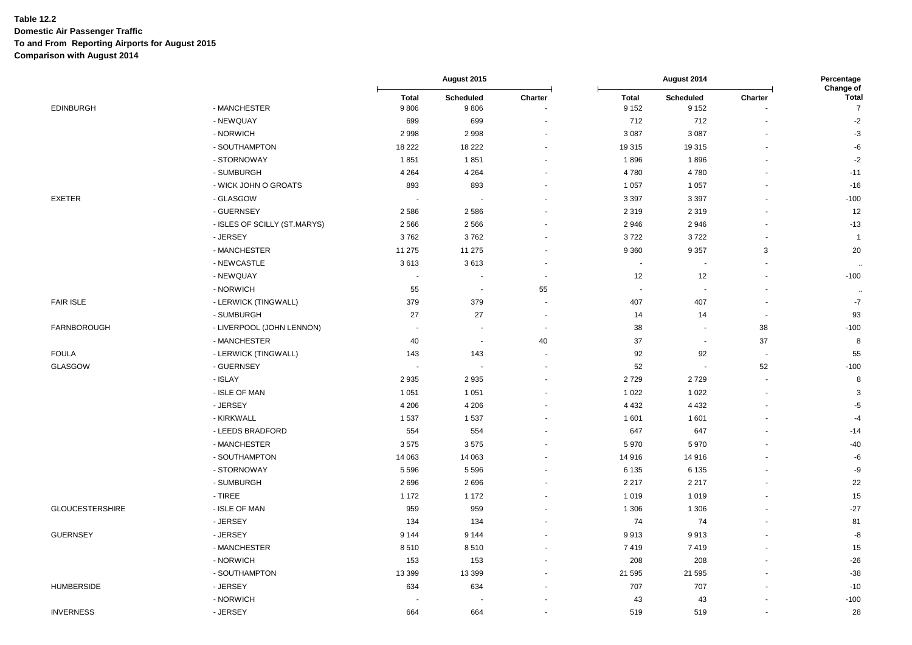**Table 12.2**
**Domestic Air Passenger Traffic**
**To and From Reporting Airports for August 2015**
**Comparison with August 2014**

| | | August 2015 | | | August 2014 | | | Percentage Change of |
|---|---|---|---|---|---|---|---|---|
| | | Total | Scheduled | Charter | Total | Scheduled | Charter | Total |
| EDINBURGH | - MANCHESTER | 9 806 | 9 806 | - | 9 152 | 9 152 | - | 7 |
| | - NEWQUAY | 699 | 699 | - | 712 | 712 | - | -2 |
| | - NORWICH | 2 998 | 2 998 | - | 3 087 | 3 087 | - | -3 |
| | - SOUTHAMPTON | 18 222 | 18 222 | - | 19 315 | 19 315 | - | -6 |
| | - STORNOWAY | 1 851 | 1 851 | - | 1 896 | 1 896 | - | -2 |
| | - SUMBURGH | 4 264 | 4 264 | - | 4 780 | 4 780 | - | -11 |
| | - WICK JOHN O GROATS | 893 | 893 | - | 1 057 | 1 057 | - | -16 |
| EXETER | - GLASGOW | - | - | - | 3 397 | 3 397 | - | -100 |
| | - GUERNSEY | 2 586 | 2 586 | - | 2 319 | 2 319 | - | 12 |
| | - ISLES OF SCILLY (ST.MARYS) | 2 566 | 2 566 | - | 2 946 | 2 946 | - | -13 |
| | - JERSEY | 3 762 | 3 762 | - | 3 722 | 3 722 | - | 1 |
| | - MANCHESTER | 11 275 | 11 275 | - | 9 360 | 9 357 | 3 | 20 |
| | - NEWCASTLE | 3 613 | 3 613 | - | - | - | - | .. |
| | - NEWQUAY | - | - | - | 12 | 12 | - | -100 |
| | - NORWICH | 55 | - | 55 | - | - | - | .. |
| FAIR ISLE | - LERWICK (TINGWALL) | 379 | 379 | - | 407 | 407 | - | -7 |
| | - SUMBURGH | 27 | 27 | - | 14 | 14 | - | 93 |
| FARNBOROUGH | - LIVERPOOL (JOHN LENNON) | - | - | - | 38 | - | 38 | -100 |
| | - MANCHESTER | 40 | - | 40 | 37 | - | 37 | 8 |
| FOULA | - LERWICK (TINGWALL) | 143 | 143 | - | 92 | 92 | - | 55 |
| GLASGOW | - GUERNSEY | - | - | - | 52 | - | 52 | -100 |
| | - ISLAY | 2 935 | 2 935 | - | 2 729 | 2 729 | - | 8 |
| | - ISLE OF MAN | 1 051 | 1 051 | - | 1 022 | 1 022 | - | 3 |
| | - JERSEY | 4 206 | 4 206 | - | 4 432 | 4 432 | - | -5 |
| | - KIRKWALL | 1 537 | 1 537 | - | 1 601 | 1 601 | - | -4 |
| | - LEEDS BRADFORD | 554 | 554 | - | 647 | 647 | - | -14 |
| | - MANCHESTER | 3 575 | 3 575 | - | 5 970 | 5 970 | - | -40 |
| | - SOUTHAMPTON | 14 063 | 14 063 | - | 14 916 | 14 916 | - | -6 |
| | - STORNOWAY | 5 596 | 5 596 | - | 6 135 | 6 135 | - | -9 |
| | - SUMBURGH | 2 696 | 2 696 | - | 2 217 | 2 217 | - | 22 |
| | - TIREE | 1 172 | 1 172 | - | 1 019 | 1 019 | - | 15 |
| GLOUCESTERSHIRE | - ISLE OF MAN | 959 | 959 | - | 1 306 | 1 306 | - | -27 |
| | - JERSEY | 134 | 134 | - | 74 | 74 | - | 81 |
| GUERNSEY | - JERSEY | 9 144 | 9 144 | - | 9 913 | 9 913 | - | -8 |
| | - MANCHESTER | 8 510 | 8 510 | - | 7 419 | 7 419 | - | 15 |
| | - NORWICH | 153 | 153 | - | 208 | 208 | - | -26 |
| | - SOUTHAMPTON | 13 399 | 13 399 | - | 21 595 | 21 595 | - | -38 |
| HUMBERSIDE | - JERSEY | 634 | 634 | - | 707 | 707 | - | -10 |
| | - NORWICH | - | - | - | 43 | 43 | - | -100 |
| INVERNESS | - JERSEY | 664 | 664 | - | 519 | 519 | - | 28 |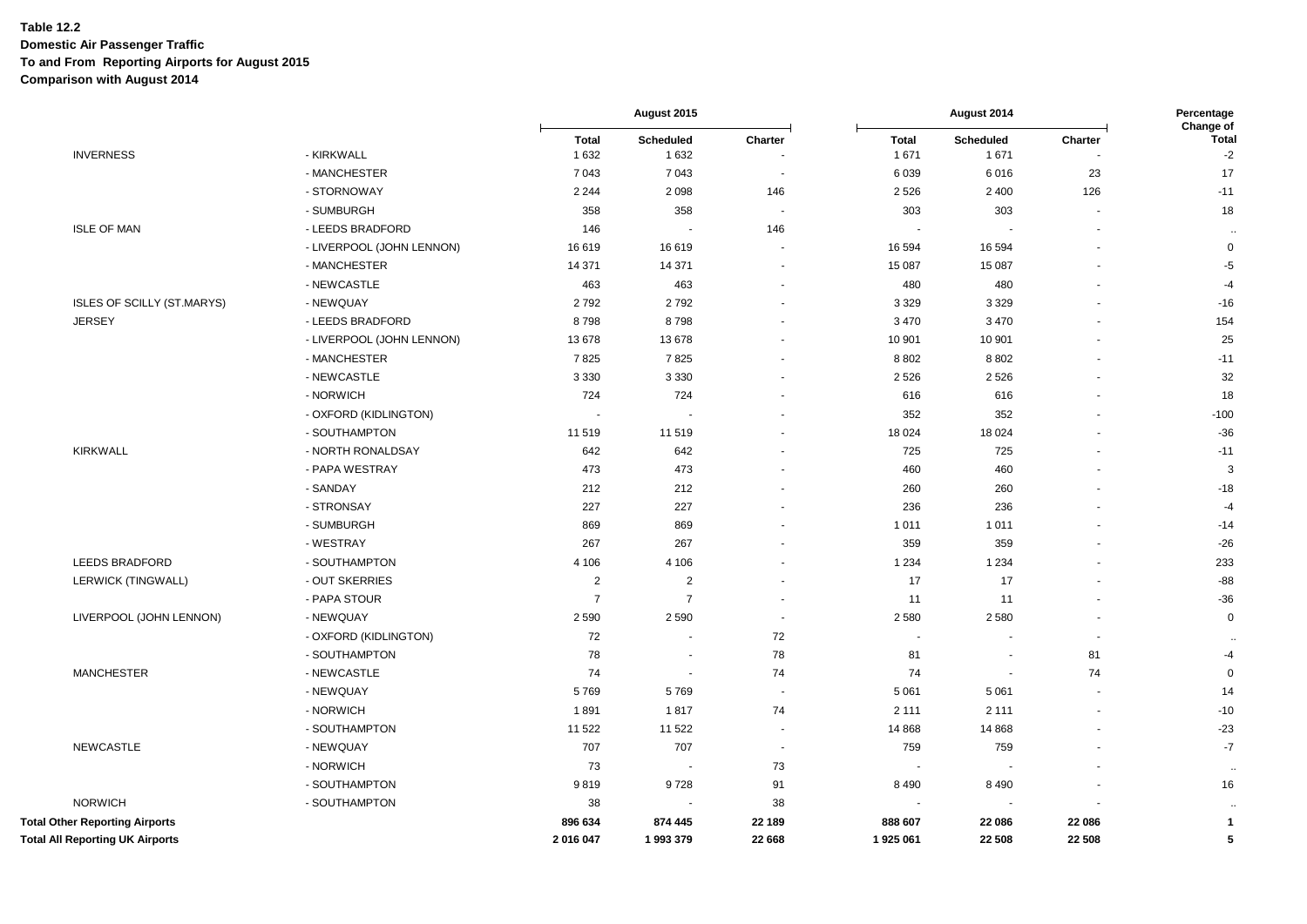**Table 12.2**
**Domestic Air Passenger Traffic**
**To and From Reporting Airports for August 2015**
**Comparison with August 2014**

| | | August 2015 | | | August 2014 | | | Percentage Change of |
|---|---|---|---|---|---|---|---|---|
| | | **Total** | **Scheduled** | **Charter** | **Total** | **Scheduled** | **Charter** | **Total** |
| INVERNESS | - KIRKWALL | 1 632 | 1 632 | - | 1 671 | 1 671 | - | -2 |
| | - MANCHESTER | 7 043 | 7 043 | - | 6 039 | 6 016 | 23 | 17 |
| | - STORNOWAY | 2 244 | 2 098 | 146 | 2 526 | 2 400 | 126 | -11 |
| | - SUMBURGH | 358 | 358 | - | 303 | 303 | - | 18 |
| ISLE OF MAN | - LEEDS BRADFORD | 146 | - | 146 | - | - | - | .. |
| | - LIVERPOOL (JOHN LENNON) | 16 619 | 16 619 | - | 16 594 | 16 594 | - | 0 |
| | - MANCHESTER | 14 371 | 14 371 | - | 15 087 | 15 087 | - | -5 |
| | - NEWCASTLE | 463 | 463 | - | 480 | 480 | - | -4 |
| ISLES OF SCILLY (ST.MARYS) | - NEWQUAY | 2 792 | 2 792 | - | 3 329 | 3 329 | - | -16 |
| JERSEY | - LEEDS BRADFORD | 8 798 | 8 798 | - | 3 470 | 3 470 | - | 154 |
| | - LIVERPOOL (JOHN LENNON) | 13 678 | 13 678 | - | 10 901 | 10 901 | - | 25 |
| | - MANCHESTER | 7 825 | 7 825 | - | 8 802 | 8 802 | - | -11 |
| | - NEWCASTLE | 3 330 | 3 330 | - | 2 526 | 2 526 | - | 32 |
| | - NORWICH | 724 | 724 | - | 616 | 616 | - | 18 |
| | - OXFORD (KIDLINGTON) | - | - | - | 352 | 352 | - | -100 |
| | - SOUTHAMPTON | 11 519 | 11 519 | - | 18 024 | 18 024 | - | -36 |
| KIRKWALL | - NORTH RONALDSAY | 642 | 642 | - | 725 | 725 | - | -11 |
| | - PAPA WESTRAY | 473 | 473 | - | 460 | 460 | - | 3 |
| | - SANDAY | 212 | 212 | - | 260 | 260 | - | -18 |
| | - STRONSAY | 227 | 227 | - | 236 | 236 | - | -4 |
| | - SUMBURGH | 869 | 869 | - | 1 011 | 1 011 | - | -14 |
| | - WESTRAY | 267 | 267 | - | 359 | 359 | - | -26 |
| LEEDS BRADFORD | - SOUTHAMPTON | 4 106 | 4 106 | - | 1 234 | 1 234 | - | 233 |
| LERWICK (TINGWALL) | - OUT SKERRIES | 2 | 2 | - | 17 | 17 | - | -88 |
| | - PAPA STOUR | 7 | 7 | - | 11 | 11 | - | -36 |
| LIVERPOOL (JOHN LENNON) | - NEWQUAY | 2 590 | 2 590 | - | 2 580 | 2 580 | - | 0 |
| | - OXFORD (KIDLINGTON) | 72 | - | 72 | - | - | - | .. |
| | - SOUTHAMPTON | 78 | - | 78 | 81 | - | 81 | -4 |
| MANCHESTER | - NEWCASTLE | 74 | - | 74 | 74 | - | 74 | 0 |
| | - NEWQUAY | 5 769 | 5 769 | - | 5 061 | 5 061 | - | 14 |
| | - NORWICH | 1 891 | 1 817 | 74 | 2 111 | 2 111 | - | -10 |
| | - SOUTHAMPTON | 11 522 | 11 522 | - | 14 868 | 14 868 | - | -23 |
| NEWCASTLE | - NEWQUAY | 707 | 707 | - | 759 | 759 | - | -7 |
| | - NORWICH | 73 | - | 73 | - | - | - | .. |
| | - SOUTHAMPTON | 9 819 | 9 728 | 91 | 8 490 | 8 490 | - | 16 |
| NORWICH | - SOUTHAMPTON | 38 | - | 38 | - | - | - | .. |
| **Total Other Reporting Airports** | | **896 634** | **874 445** | **22 189** | **888 607** | **22 086** | **22 086** | **1** |
| **Total All Reporting UK Airports** | | **2 016 047** | **1 993 379** | **22 668** | **1 925 061** | **22 508** | **22 508** | **5** |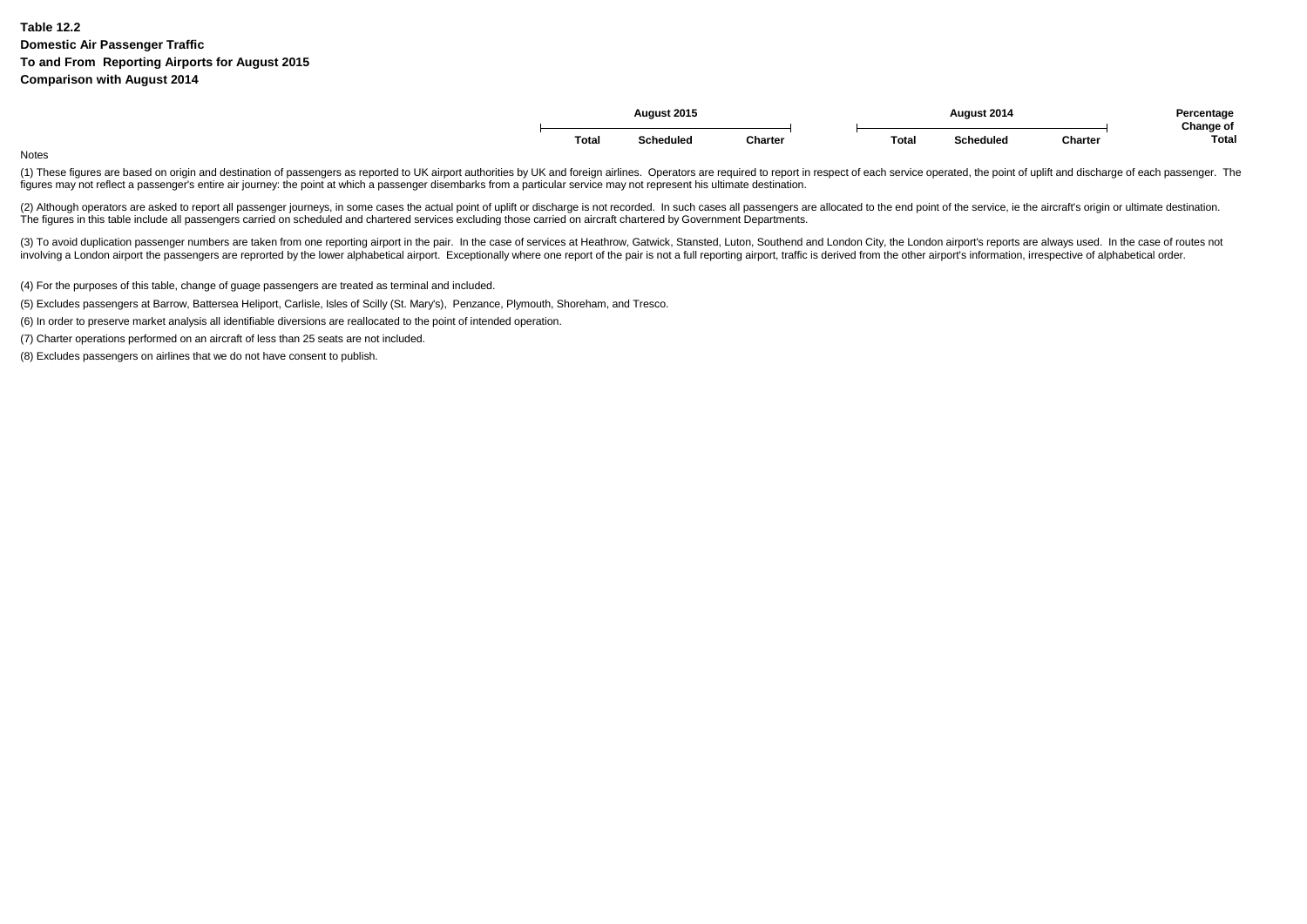**Table 12.2**

**Domestic Air Passenger Traffic**

**To and From Reporting Airports for August 2015**

**Comparison with August 2014**

| August 2015 | | | August 2014 | | | Percentage Change of |
|---|---|---|---|---|---|---|
| Total | Scheduled | Charter | Total | Scheduled | Charter | Total |

Notes

(1) These figures are based on origin and destination of passengers as reported to UK airport authorities by UK and foreign airlines. Operators are required to report in respect of each service operated, the point of uplift and discharge of each passenger. The figures may not reflect a passenger's entire air journey: the point at which a passenger disembarks from a particular service may not represent his ultimate destination.

(2) Although operators are asked to report all passenger journeys, in some cases the actual point of uplift or discharge is not recorded. In such cases all passengers are allocated to the end point of the service, ie the aircraft's origin or ultimate destination. The figures in this table include all passengers carried on scheduled and chartered services excluding those carried on aircraft chartered by Government Departments.

(3) To avoid duplication passenger numbers are taken from one reporting airport in the pair. In the case of services at Heathrow, Gatwick, Stansted, Luton, Southend and London City, the London airport's reports are always used. In the case of routes not involving a London airport the passengers are reprorted by the lower alphabetical airport. Exceptionally where one report of the pair is not a full reporting airport, traffic is derived from the other airport's information, irrespective of alphabetical order.

(4) For the purposes of this table, change of guage passengers are treated as terminal and included.

(5) Excludes passengers at Barrow, Battersea Heliport, Carlisle, Isles of Scilly (St. Mary's), Penzance, Plymouth, Shoreham, and Tresco.

(6) In order to preserve market analysis all identifiable diversions are reallocated to the point of intended operation.

(7) Charter operations performed on an aircraft of less than 25 seats are not included.

(8) Excludes passengers on airlines that we do not have consent to publish.